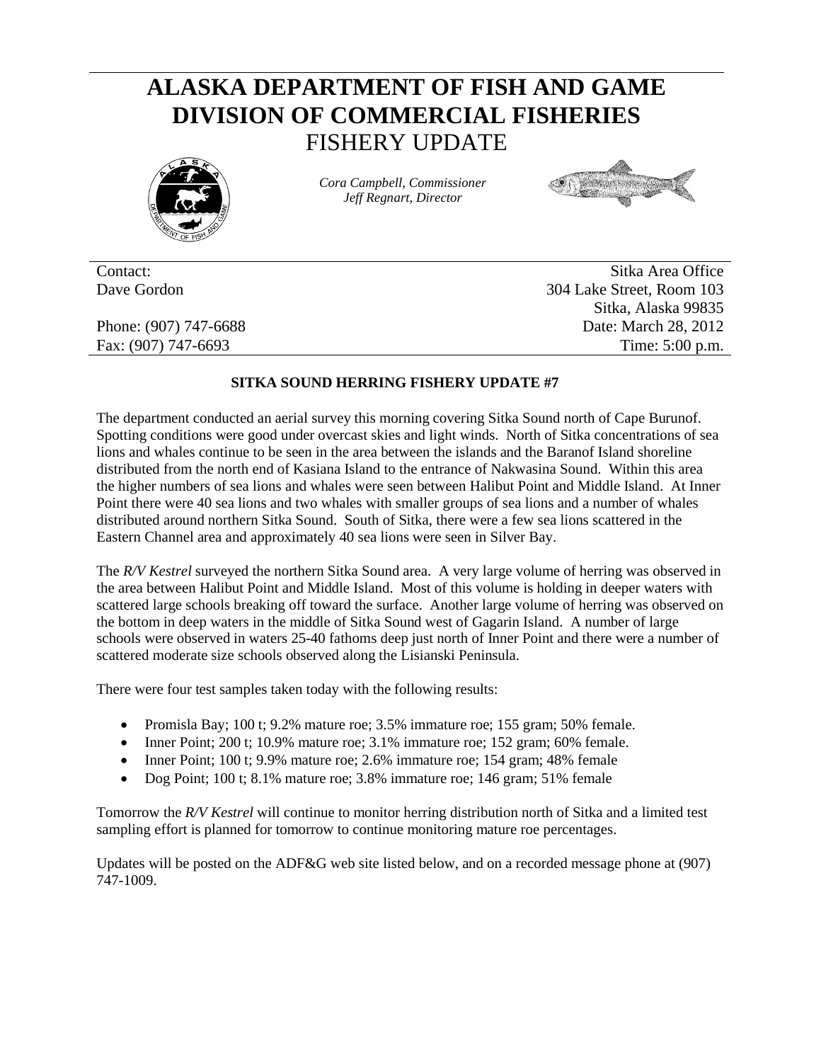# ALASKA DEPARTMENT OF FISH AND GAME
# DIVISION OF COMMERCIAL FISHERIES
## FISHERY UPDATE

*Cora Campbell, Commissioner*
*Jeff Regnart, Director*

Contact:
Dave Gordon

Phone: (907) 747-6688
Fax: (907) 747-6693

Sitka Area Office
304 Lake Street, Room 103
Sitka, Alaska 99835
Date: March 28, 2012
Time: 5:00 p.m.

**SITKA SOUND HERRING FISHERY UPDATE #7**

The department conducted an aerial survey this morning covering Sitka Sound north of Cape Burunof. Spotting conditions were good under overcast skies and light winds. North of Sitka concentrations of sea lions and whales continue to be seen in the area between the islands and the Baranof Island shoreline distributed from the north end of Kasiana Island to the entrance of Nakwasina Sound. Within this area the higher numbers of sea lions and whales were seen between Halibut Point and Middle Island. At Inner Point there were 40 sea lions and two whales with smaller groups of sea lions and a number of whales distributed around northern Sitka Sound. South of Sitka, there were a few sea lions scattered in the Eastern Channel area and approximately 40 sea lions were seen in Silver Bay.

The *R/V Kestrel* surveyed the northern Sitka Sound area. A very large volume of herring was observed in the area between Halibut Point and Middle Island. Most of this volume is holding in deeper waters with scattered large schools breaking off toward the surface. Another large volume of herring was observed on the bottom in deep waters in the middle of Sitka Sound west of Gagarin Island. A number of large schools were observed in waters 25-40 fathoms deep just north of Inner Point and there were a number of scattered moderate size schools observed along the Lisianski Peninsula.

There were four test samples taken today with the following results:

- Promisla Bay; 100 t; 9.2% mature roe; 3.5% immature roe; 155 gram; 50% female.
- Inner Point; 200 t; 10.9% mature roe; 3.1% immature roe; 152 gram; 60% female.
- Inner Point; 100 t; 9.9% mature roe; 2.6% immature roe; 154 gram; 48% female
- Dog Point; 100 t; 8.1% mature roe; 3.8% immature roe; 146 gram; 51% female

Tomorrow the *R/V Kestrel* will continue to monitor herring distribution north of Sitka and a limited test sampling effort is planned for tomorrow to continue monitoring mature roe percentages.

Updates will be posted on the ADF&G web site listed below, and on a recorded message phone at (907) 747-1009.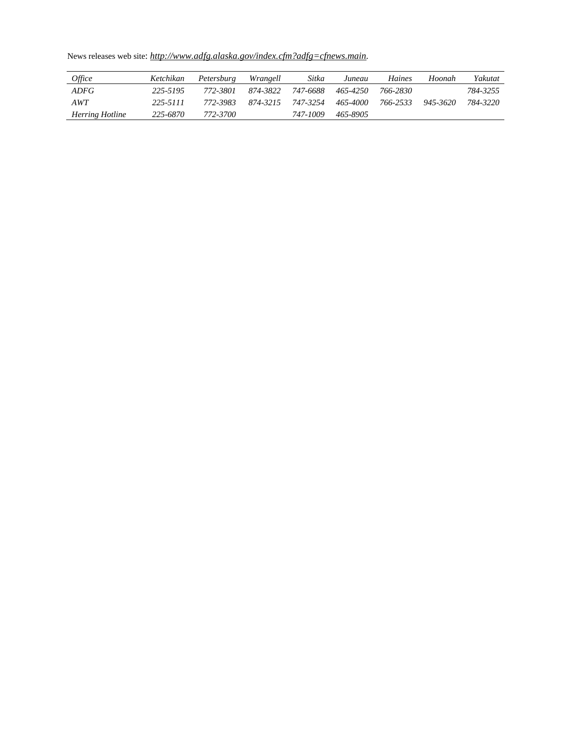News releases web site: *http://www.adfg.alaska.gov/index.cfm?adfg=cfnews.main*.

| *Office* | *Ketchikan* | *Petersburg* | *Wrangell* | *Sitka* | *Juneau* | *Haines* | *Hoonah* | *Yakutat* |
|---|---|---|---|---|---|---|---|---|
| *ADFG* | *225-5195* | *772-3801* | *874-3822* | *747-6688* | *465-4250* | *766-2830* | | *784-3255* |
| *AWT* | *225-5111* | *772-3983* | *874-3215* | *747-3254* | *465-4000* | *766-2533* | *945-3620* | *784-3220* |
| *Herring Hotline* | *225-6870* | *772-3700* | | *747-1009* | *465-8905* | | | |